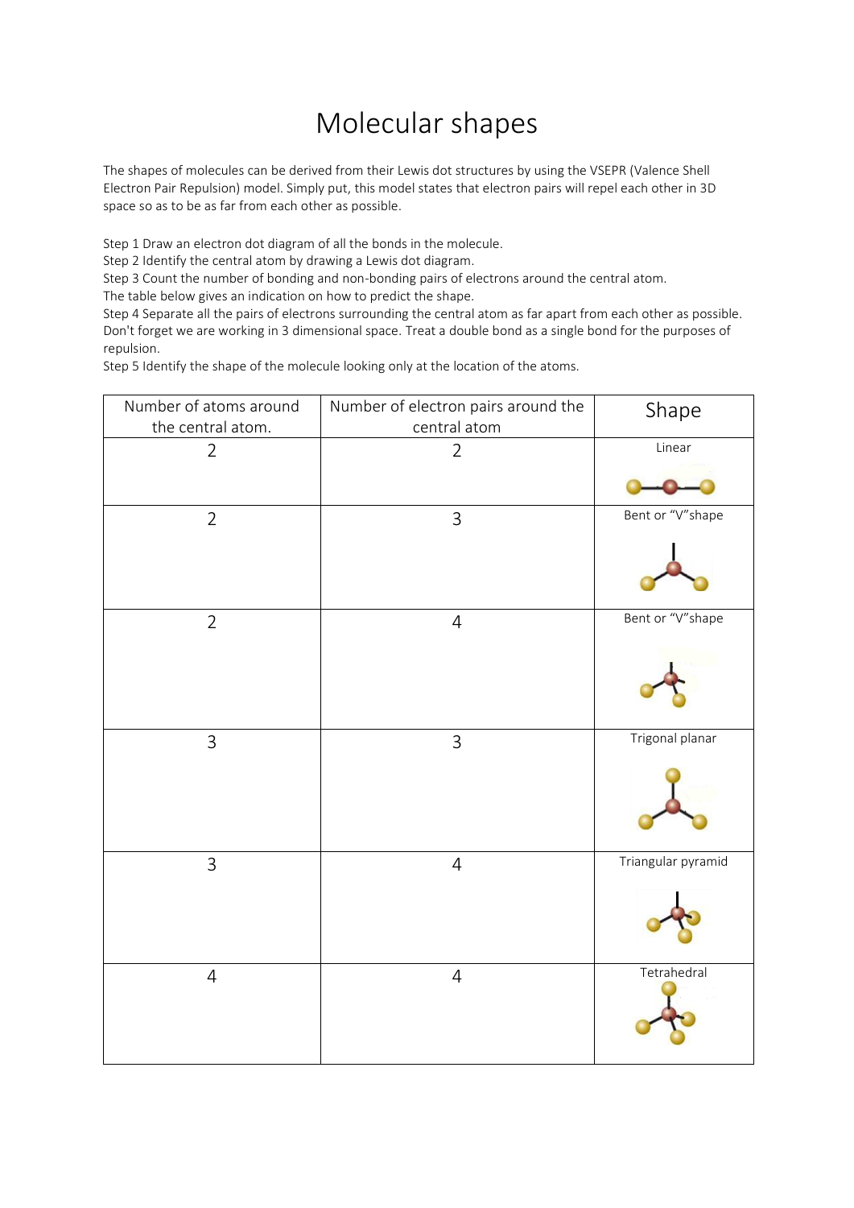# Molecular shapes

The shapes of molecules can be derived from their Lewis dot structures by using the VSEPR (Valence Shell Electron Pair Repulsion) model. Simply put, this model states that electron pairs will repel each other in 3D space so as to be as far from each other as possible.

Step 1 Draw an electron dot diagram of all the bonds in the molecule.
Step 2 Identify the central atom by drawing a Lewis dot diagram.
Step 3 Count the number of bonding and non-bonding pairs of electrons around the central atom.
The table below gives an indication on how to predict the shape.
Step 4 Separate all the pairs of electrons surrounding the central atom as far apart from each other as possible. Don't forget we are working in 3 dimensional space. Treat a double bond as a single bond for the purposes of repulsion.
Step 5 Identify the shape of the molecule looking only at the location of the atoms.

| Number of atoms around the central atom. | Number of electron pairs around the central atom | Shape |
|---|---|---|
| 2 | 2 | Linear |
| 2 | 3 | Bent or "V"shape |
| 2 | 4 | Bent or "V"shape |
| 3 | 3 | Trigonal planar |
| 3 | 4 | Triangular pyramid |
| 4 | 4 | Tetrahedral |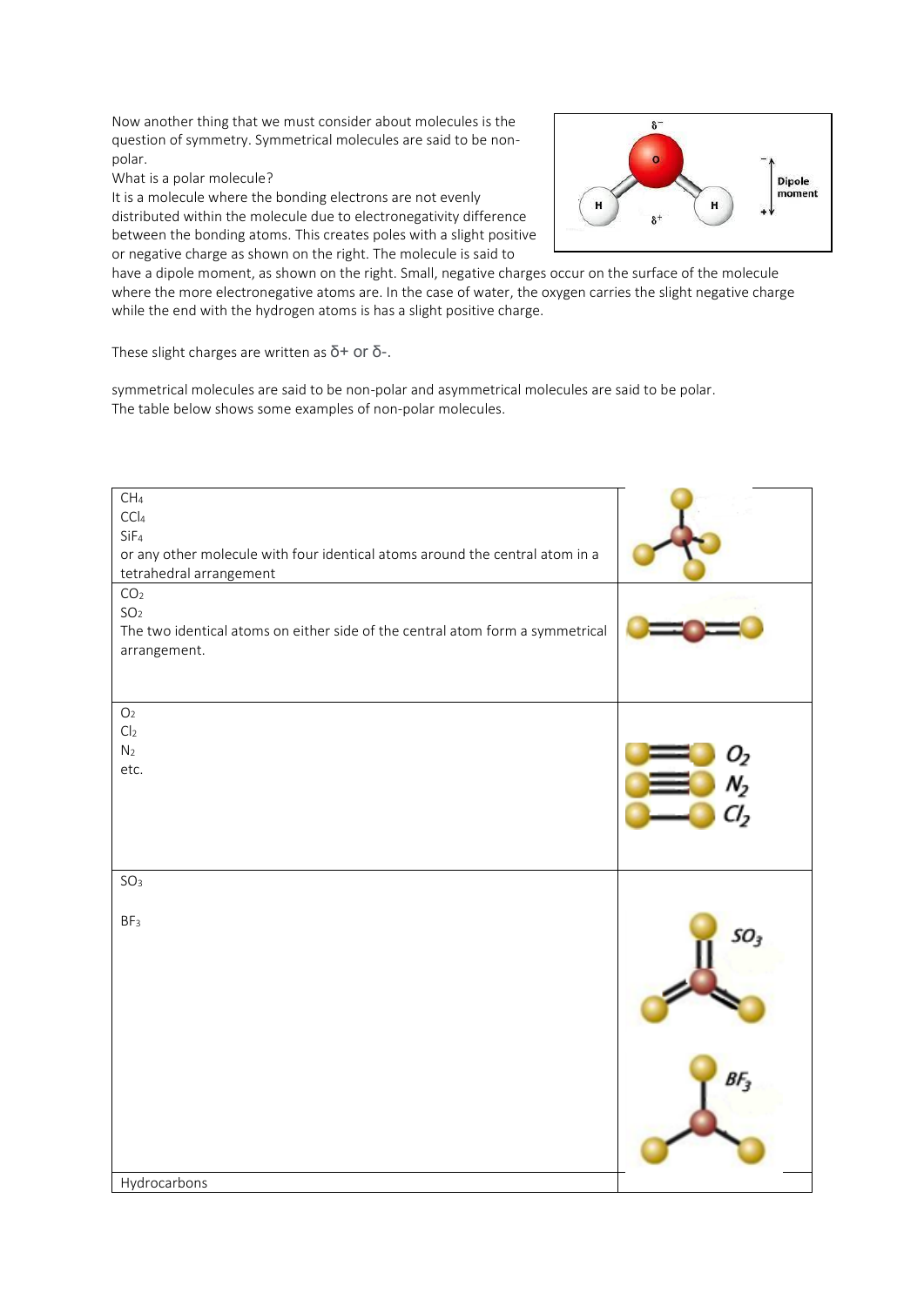Now another thing that we must consider about molecules is the question of symmetry. Symmetrical molecules are said to be non-polar.

What is a polar molecule?

It is a molecule where the bonding electrons are not evenly distributed within the molecule due to electronegativity difference between the bonding atoms. This creates poles with a slight positive or negative charge as shown on the right. The molecule is said to have a dipole moment, as shown on the right. Small, negative charges occur on the surface of the molecule where the more electronegative atoms are. In the case of water, the oxygen carries the slight negative charge while the end with the hydrogen atoms is has a slight positive charge.

These slight charges are written as δ+ or δ-.

symmetrical molecules are said to be non-polar and asymmetrical molecules are said to be polar. The table below shows some examples of non-polar molecules.

| | |
|---|---|
| $CH_4$<br>$CCl_4$<br>$SiF_4$<br>or any other molecule with four identical atoms around the central atom in a tetrahedral arrangement | |
| $CO_2$<br>$SO_2$<br>The two identical atoms on either side of the central atom form a symmetrical arrangement. | |
| $O_2$<br>$Cl_2$<br>$N_2$<br>etc. | $O_2$<br>$N_2$<br>$Cl_2$ |
| $SO_3$<br><br>$BF_3$ | $SO_3$<br><br>$BF_3$ |
| Hydrocarbons | |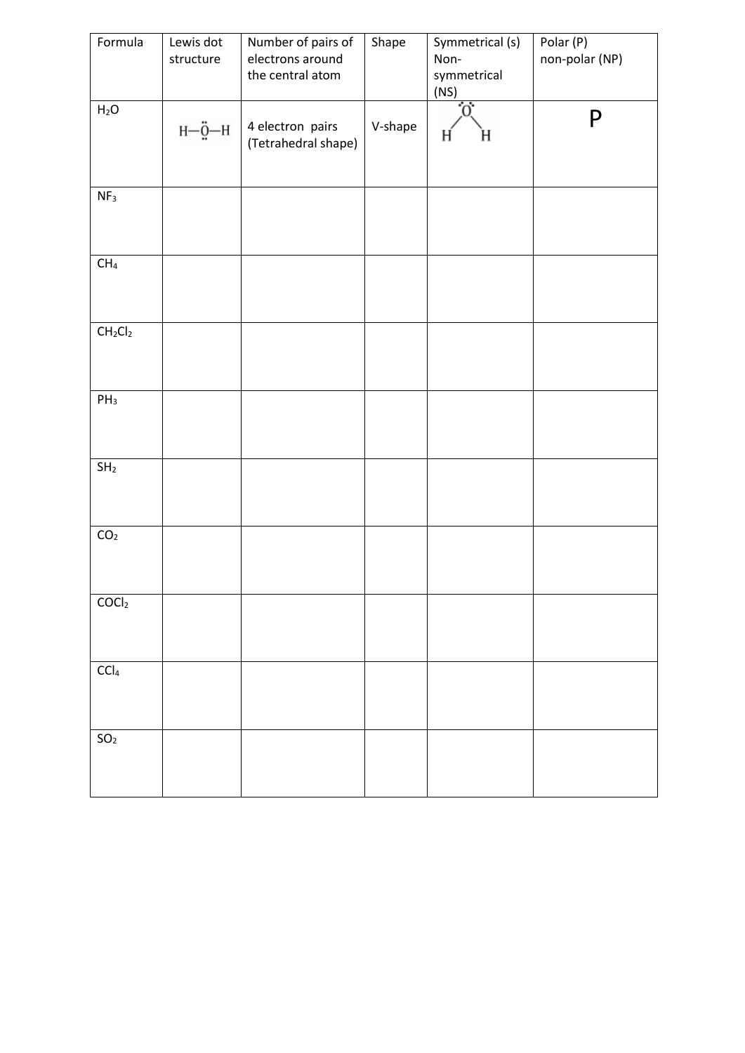| Formula | Lewis dot structure | Number of pairs of electrons around the central atom | Shape | Symmetrical (s) Non-symmetrical (NS) | Polar (P) non-polar (NP) |
|---|---|---|---|---|---|
| $H_2O$ | H—Ö—H | 4 electron pairs (Tetrahedral shape) | V-shape | H–Ö–H (bent) | P |
| $NF_3$ | | | | | |
| $CH_4$ | | | | | |
| $CH_2Cl_2$ | | | | | |
| $PH_3$ | | | | | |
| $SH_2$ | | | | | |
| $CO_2$ | | | | | |
| $COCl_2$ | | | | | |
| $CCl_4$ | | | | | |
| $SO_2$ | | | | | |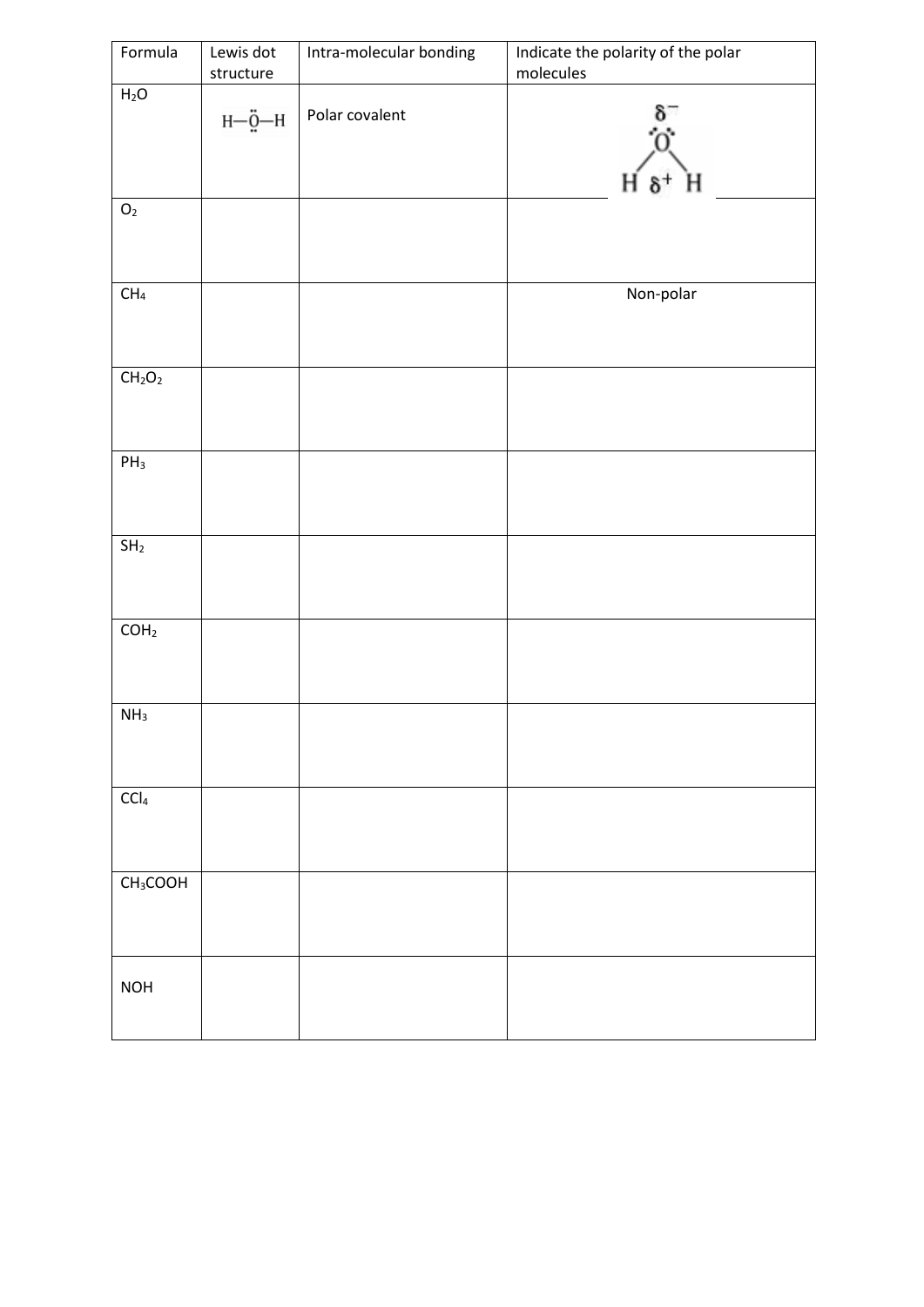| Formula | Lewis dot structure | Intra-molecular bonding | Indicate the polarity of the polar molecules |
| --- | --- | --- | --- |
| $H_2O$ | H–Ö–H | Polar covalent | $\delta^-$ on O, $\delta^+$ on H |
| $O_2$ | | | |
| $CH_4$ | | | Non-polar |
| $CH_2O_2$ | | | |
| $PH_3$ | | | |
| $SH_2$ | | | |
| $COH_2$ | | | |
| $NH_3$ | | | |
| $CCl_4$ | | | |
| $CH_3COOH$ | | | |
| NOH | | | |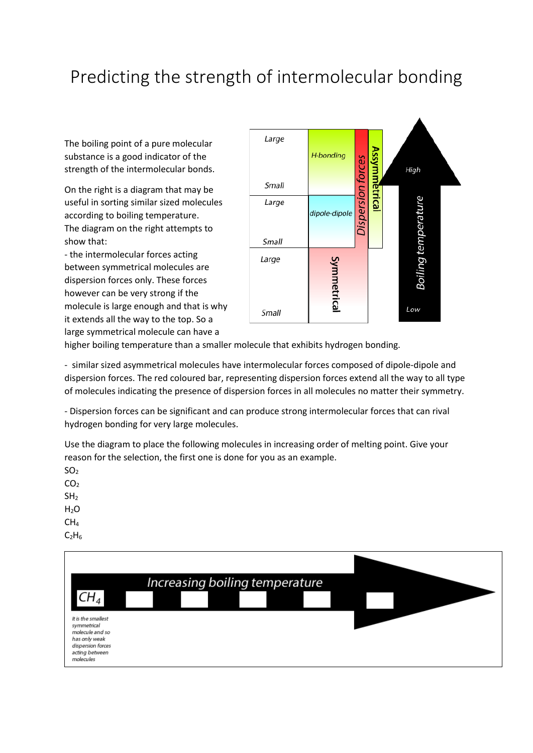# Predicting the strength of intermolecular bonding

The boiling point of a pure molecular substance is a good indicator of the strength of the intermolecular bonds.

On the right is a diagram that may be useful in sorting similar sized molecules according to boiling temperature. The diagram on the right attempts to show that:

- the intermolecular forces acting between symmetrical molecules are dispersion forces only. These forces however can be very strong if the molecule is large enough and that is why it extends all the way to the top. So a large symmetrical molecule can have a higher boiling temperature than a smaller molecule that exhibits hydrogen bonding.

- similar sized asymmetrical molecules have intermolecular forces composed of dipole-dipole and dispersion forces. The red coloured bar, representing dispersion forces extend all the way to all type of molecules indicating the presence of dispersion forces in all molecules no matter their symmetry.

- Dispersion forces can be significant and can produce strong intermolecular forces that can rival hydrogen bonding for very large molecules.

Use the diagram to place the following molecules in increasing order of melting point. Give your reason for the selection, the first one is done for you as an example.

$SO_2$
$CO_2$
$SH_2$
$H_2O$
$CH_4$
$C_2H_6$

Increasing boiling temperature

$CH_4$ — It is the smallest symmetrical molecule and so has only weak dispersion forces acting between molecules

| $CH_4$ | | | | | |
|---|---|---|---|---|---|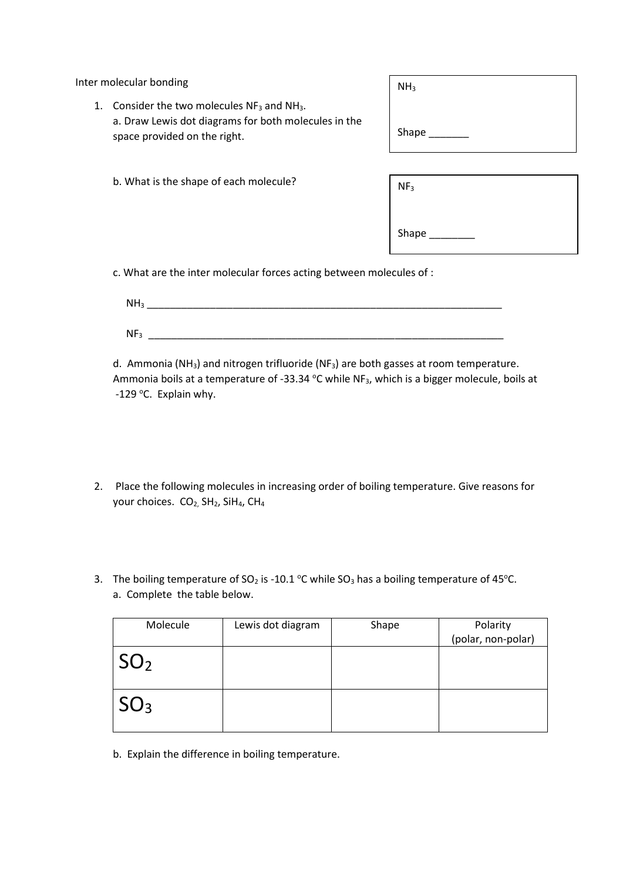Inter molecular bonding

1. Consider the two molecules $NF_3$ and $NH_3$.
   a. Draw Lewis dot diagrams for both molecules in the space provided on the right.

   $NH_3$

   Shape _______

   b. What is the shape of each molecule?

   $NF_3$

   Shape ________

   c. What are the inter molecular forces acting between molecules of :

   $NH_3$ ____________________________________________________________________

   $NF_3$ ____________________________________________________________________

   d. Ammonia ($NH_3$) and nitrogen trifluoride ($NF_3$) are both gasses at room temperature. Ammonia boils at a temperature of -33.34 °C while $NF_3$, which is a bigger molecule, boils at -129 °C. Explain why.

2. Place the following molecules in increasing order of boiling temperature. Give reasons for your choices. $CO_2$, $SH_2$, $SiH_4$, $CH_4$

3. The boiling temperature of $SO_2$ is -10.1 °C while $SO_3$ has a boiling temperature of 45°C.
   a. Complete the table below.

| Molecule | Lewis dot diagram | Shape | Polarity (polar, non-polar) |
| --- | --- | --- | --- |
| $SO_2$ | | | |
| $SO_3$ | | | |

   b. Explain the difference in boiling temperature.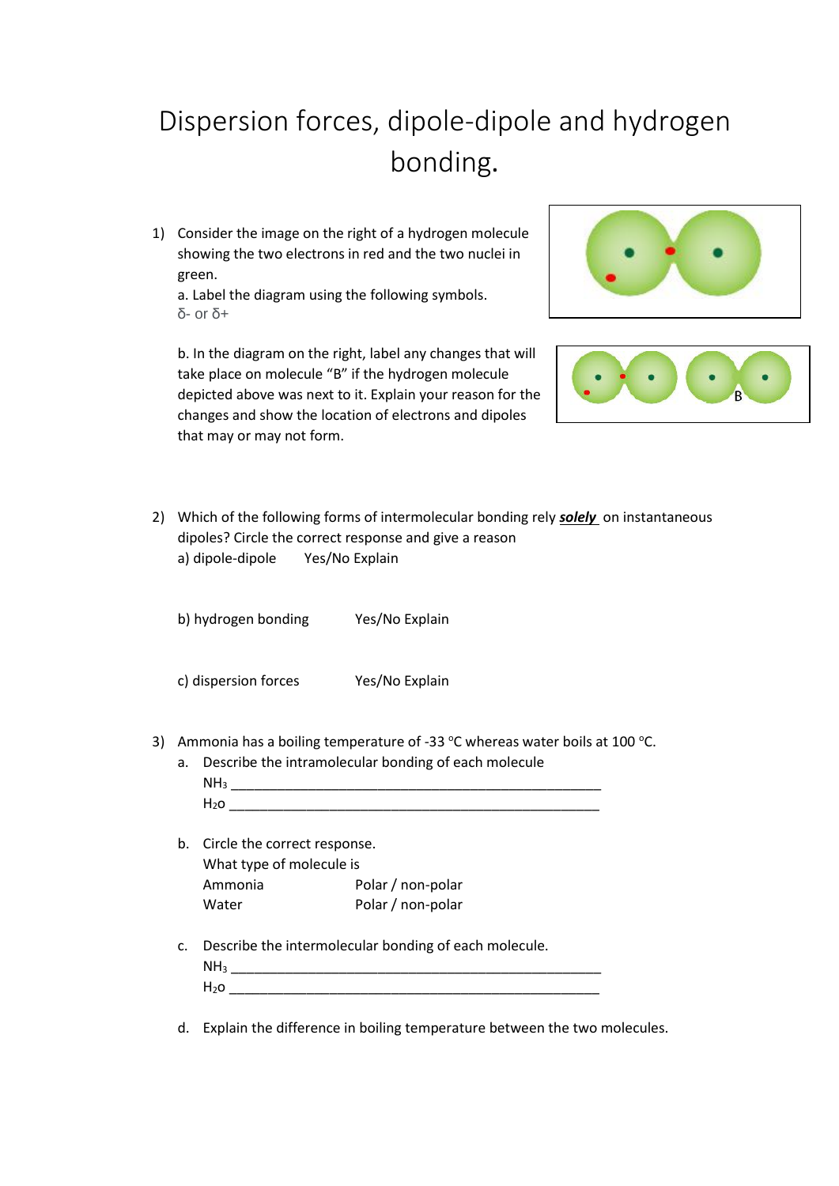# Dispersion forces, dipole-dipole and hydrogen bonding.

1) Consider the image on the right of a hydrogen molecule showing the two electrons in red and the two nuclei in green.
   a. Label the diagram using the following symbols.
   δ- or δ+

   b. In the diagram on the right, label any changes that will take place on molecule "B" if the hydrogen molecule depicted above was next to it. Explain your reason for the changes and show the location of electrons and dipoles that may or may not form.

2) Which of the following forms of intermolecular bonding rely ***solely*** on instantaneous dipoles? Circle the correct response and give a reason
   a) dipole-dipole Yes/No Explain

   b) hydrogen bonding Yes/No Explain

   c) dispersion forces Yes/No Explain

3) Ammonia has a boiling temperature of -33 °C whereas water boils at 100 °C.
   a. Describe the intramolecular bonding of each molecule
      $NH_3$ ____________________________________________________
      $H_2O$ ____________________________________________________

   b. Circle the correct response.
      What type of molecule is
      Ammonia Polar / non-polar
      Water Polar / non-polar

   c. Describe the intermolecular bonding of each molecule.
      $NH_3$ ____________________________________________________
      $H_2O$ ____________________________________________________

   d. Explain the difference in boiling temperature between the two molecules.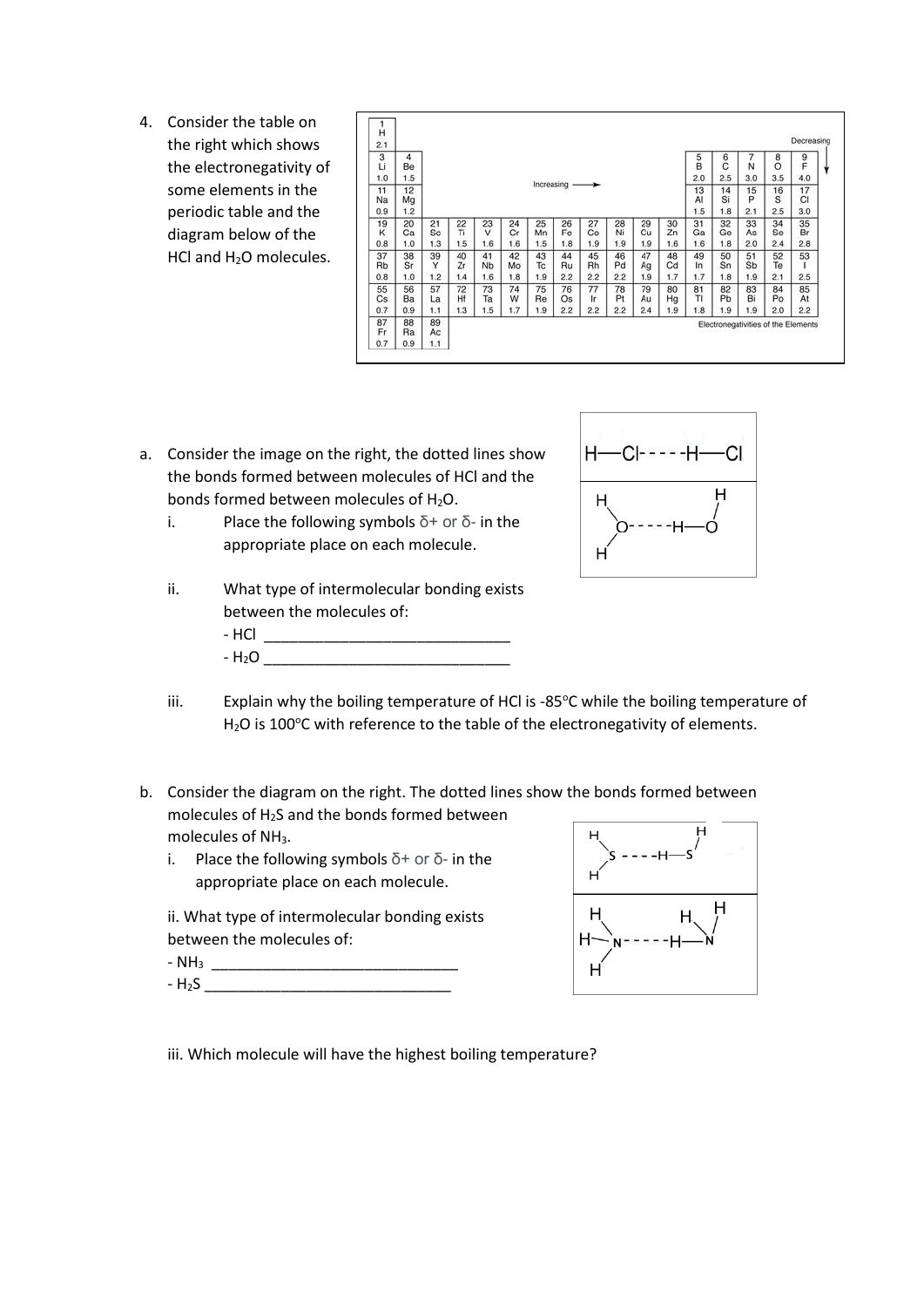4. Consider the table on the right which shows the electronegativity of some elements in the periodic table and the diagram below of the HCl and $H_2O$ molecules.

| 1 H 2.1 | | | | | | | | | | | | | | | | | Decreasing ↓ |
|---|---|---|---|---|---|---|---|---|---|---|---|---|---|---|---|---|---|
| 3 Li 1.0 | 4 Be 1.5 | | | | | | | | | | | 5 B 2.0 | 6 C 2.5 | 7 N 3.0 | 8 O 3.5 | 9 F 4.0 | |
| 11 Na 0.9 | 12 Mg 1.2 | | | | | | Increasing → | | | | | 13 Al 1.5 | 14 Si 1.8 | 15 P 2.1 | 16 S 2.5 | 17 Cl 3.0 | |
| 19 K 0.8 | 20 Ca 1.0 | 21 Sc 1.3 | 22 Ti 1.5 | 23 V 1.6 | 24 Cr 1.6 | 25 Mn 1.5 | 26 Fe 1.8 | 27 Co 1.9 | 28 Ni 1.9 | 29 Cu 1.9 | 30 Zn 1.6 | 31 Ga 1.6 | 32 Ge 1.8 | 33 As 2.0 | 34 Se 2.4 | 35 Br 2.8 | |
| 37 Rb 0.8 | 38 Sr 1.0 | 39 Y 1.2 | 40 Zr 1.4 | 41 Nb 1.6 | 42 Mo 1.8 | 43 Tc 1.9 | 44 Ru 2.2 | 45 Rh 2.2 | 46 Pd 2.2 | 47 Ag 1.9 | 48 Cd 1.7 | 49 In 1.7 | 50 Sn 1.8 | 51 Sb 1.9 | 52 Te 2.1 | 53 I 2.5 | |
| 55 Cs 0.7 | 56 Ba 0.9 | 57 La 1.1 | 72 Hf 1.3 | 73 Ta 1.5 | 74 W 1.7 | 75 Re 1.9 | 76 Os 2.2 | 77 Ir 2.2 | 78 Pt 2.2 | 79 Au 2.4 | 80 Hg 1.9 | 81 Tl 1.8 | 82 Pb 1.9 | 83 Bi 1.9 | 84 Po 2.0 | 85 At 2.2 | |
| 87 Fr 0.7 | 88 Ra 0.9 | 89 Ac 1.1 | | | | | | | | | | | | | | | |

Electronegativities of the Elements

a. Consider the image on the right, the dotted lines show the bonds formed between molecules of HCl and the bonds formed between molecules of $H_2O$.

H—Cl- - - -H—Cl

H–O(–H)- - - -H—O–H

   i. Place the following symbols δ+ or δ- in the appropriate place on each molecule.

   ii. What type of intermolecular bonding exists between the molecules of:

   - HCl ______________________________
   - $H_2O$ ______________________________

   iii. Explain why the boiling temperature of HCl is -85°C while the boiling temperature of $H_2O$ is 100°C with reference to the table of the electronegativity of elements.

b. Consider the diagram on the right. The dotted lines show the bonds formed between molecules of $H_2S$ and the bonds formed between molecules of $NH_3$.

H–S(–H)- - - -H—S–H

$H_3N$- - - -H—N–$H_2$

   i. Place the following symbols δ+ or δ- in the appropriate place on each molecule.

   ii. What type of intermolecular bonding exists between the molecules of:

   - $NH_3$ ______________________________
   - $H_2S$ ______________________________

   iii. Which molecule will have the highest boiling temperature?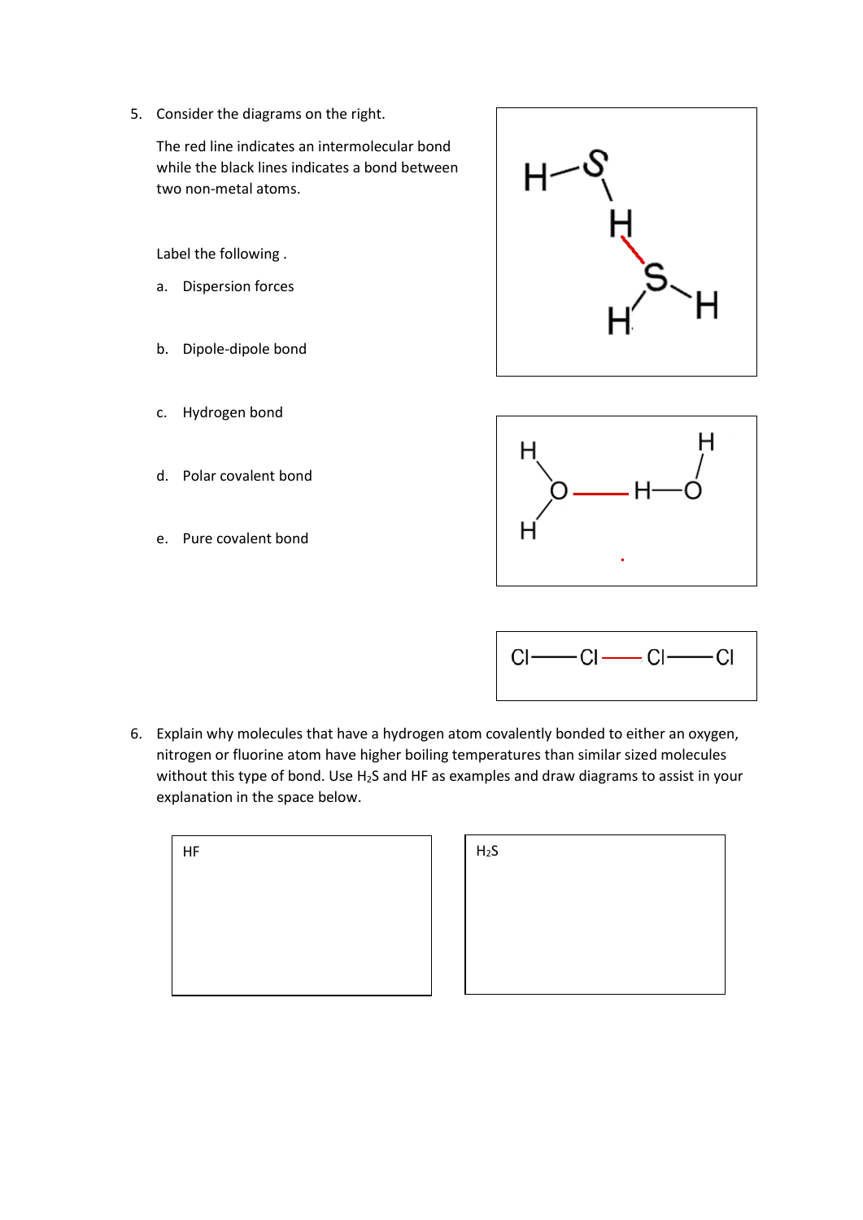5. Consider the diagrams on the right.

   The red line indicates an intermolecular bond while the black lines indicates a bond between two non-metal atoms.

   Label the following .

   a. Dispersion forces

   b. Dipole-dipole bond

   c. Hydrogen bond

   d. Polar covalent bond

   e. Pure covalent bond

H—S
H
S—H
H

H H
O —— H—O
H

Cl——Cl——Cl——Cl

6. Explain why molecules that have a hydrogen atom covalently bonded to either an oxygen, nitrogen or fluorine atom have higher boiling temperatures than similar sized molecules without this type of bond. Use $H_2S$ and HF as examples and draw diagrams to assist in your explanation in the space below.

| HF | $H_2S$ |
| --- | --- |
| | |